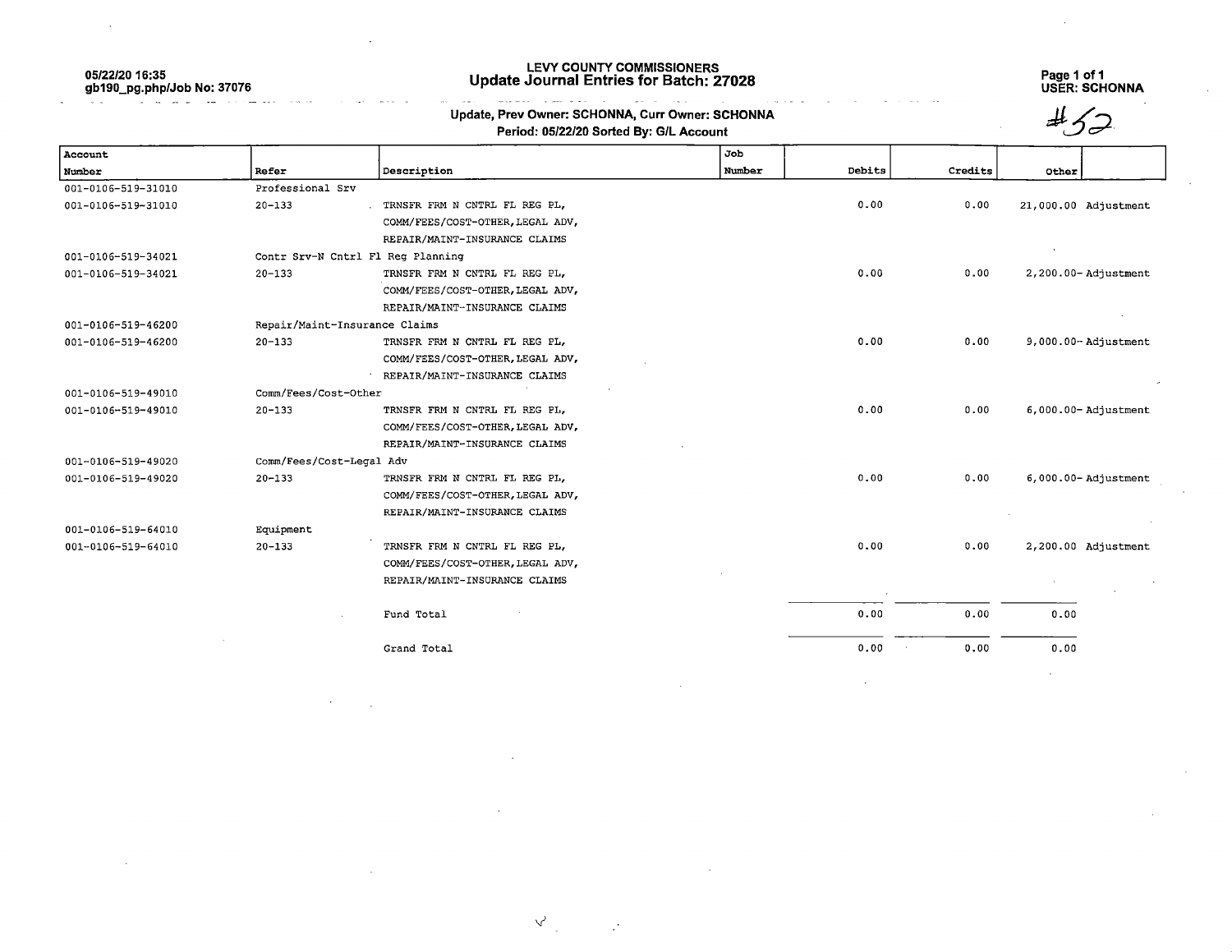05/22/20 16:35
gb190_pg.php/Job No: 37076

# LEVY COUNTY COMMISSIONERS
## Update Journal Entries for Batch: 27028

USER: SCHONNA

**Update, Prev Owner: SCHONNA, Curr Owner: SCHONNA**
**Period: 05/22/20 Sorted By: G/L Account**

#52

| Account Number | Refer | Description | Job Number | Debits | Credits | Other | |
|---|---|---|---|---|---|---|---|
| 001-0106-519-31010 | Professional Srv | | | | | | |
| 001-0106-519-31010 | 20-133 | TRNSFR FRM N CNTRL FL REG PL, COMM/FEES/COST-OTHER,LEGAL ADV, REPAIR/MAINT-INSURANCE CLAIMS | | 0.00 | 0.00 | 21,000.00 | Adjustment |
| 001-0106-519-34021 | Contr Srv-N Cntrl Fl Reg Planning | | | | | | |
| 001-0106-519-34021 | 20-133 | TRNSFR FRM N CNTRL FL REG PL, COMM/FEES/COST-OTHER,LEGAL ADV, REPAIR/MAINT-INSURANCE CLAIMS | | 0.00 | 0.00 | 2,200.00- | Adjustment |
| 001-0106-519-46200 | Repair/Maint-Insurance Claims | | | | | | |
| 001-0106-519-46200 | 20-133 | TRNSFR FRM N CNTRL FL REG PL, COMM/FEES/COST-OTHER,LEGAL ADV, REPAIR/MAINT-INSURANCE CLAIMS | | 0.00 | 0.00 | 9,000.00- | Adjustment |
| 001-0106-519-49010 | Comm/Fees/Cost-Other | | | | | | |
| 001-0106-519-49010 | 20-133 | TRNSFR FRM N CNTRL FL REG PL, COMM/FEES/COST-OTHER,LEGAL ADV, REPAIR/MAINT-INSURANCE CLAIMS | | 0.00 | 0.00 | 6,000.00- | Adjustment |
| 001-0106-519-49020 | Comm/Fees/Cost-Legal Adv | | | | | | |
| 001-0106-519-49020 | 20-133 | TRNSFR FRM N CNTRL FL REG PL, COMM/FEES/COST-OTHER,LEGAL ADV, REPAIR/MAINT-INSURANCE CLAIMS | | 0.00 | 0.00 | 6,000.00- | Adjustment |
| 001-0106-519-64010 | Equipment | | | | | | |
| 001-0106-519-64010 | 20-133 | TRNSFR FRM N CNTRL FL REG PL, COMM/FEES/COST-OTHER,LEGAL ADV, REPAIR/MAINT-INSURANCE CLAIMS | | 0.00 | 0.00 | 2,200.00 | Adjustment |
| | | Fund Total | | 0.00 | 0.00 | 0.00 | |
| | | Grand Total | | 0.00 | 0.00 | 0.00 | |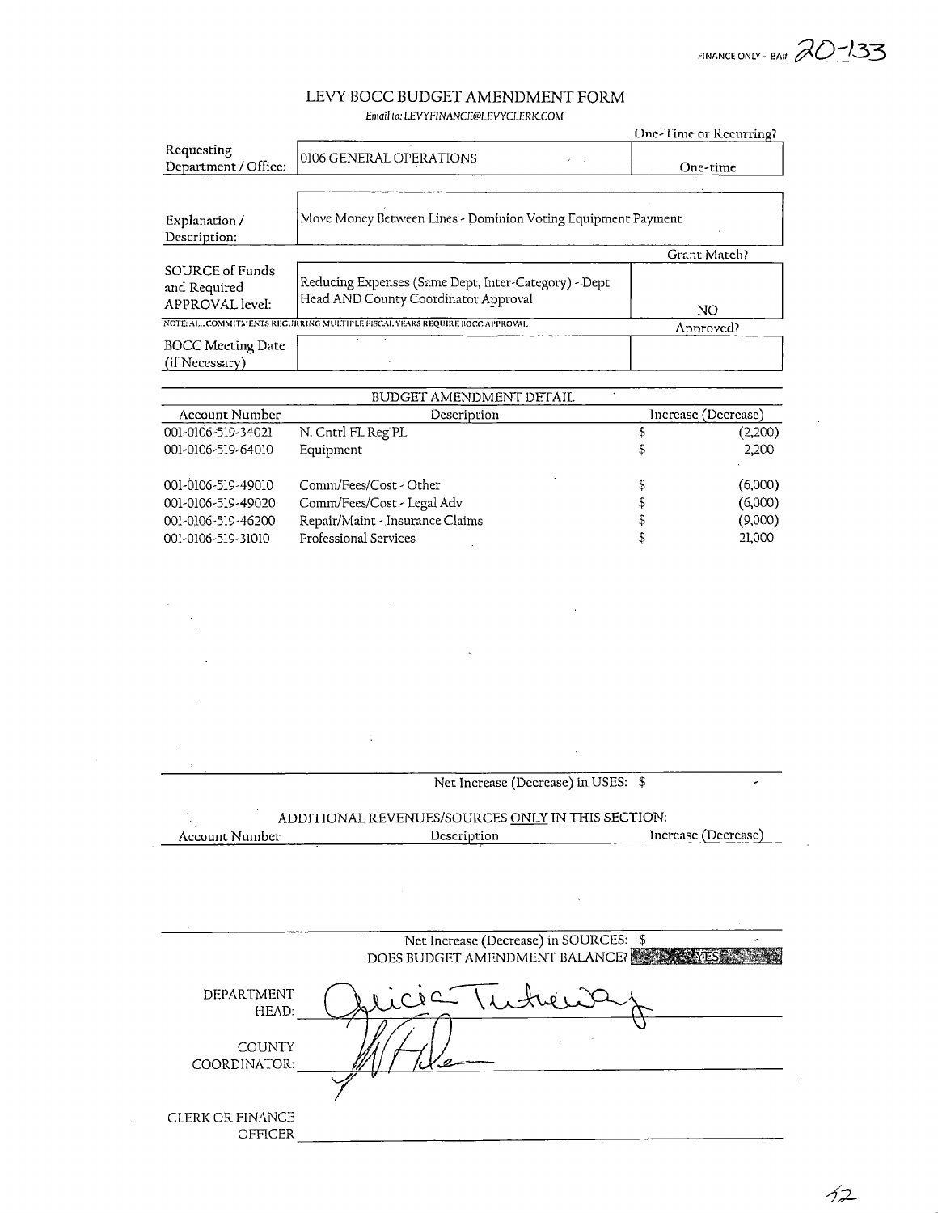FINANCE ONLY - BA# 20-133

# LEVY BOCC BUDGET AMENDMENT FORM

*Email to: LEVYFINANCE@LEVYCLERK.COM*

| | | One-Time or Recurring? |
|---|---|---|
| Requesting Department / Office: | 0106 GENERAL OPERATIONS | One-time |
| Explanation / Description: | Move Money Between Lines - Dominion Voting Equipment Payment | |
| | | Grant Match? |
| SOURCE of Funds and Required APPROVAL level: | Reducing Expenses (Same Dept, Inter-Category) - Dept Head AND County Coordinator Approval | NO |
| NOTE: ALL COMMITMENTS RECURRING MULTIPLE FISCAL YEARS REQUIRE BOCC APPROVAL. | | Approved? |
| BOCC Meeting Date (if Necessary) | | |

## BUDGET AMENDMENT DETAIL

| Account Number | Description | Increase (Decrease) |
|---|---|---|
| 001-0106-519-34021 | N. Cntrl FL Reg PL | $ (2,200) |
| 001-0106-519-64010 | Equipment | $ 2,200 |
| 001-0106-519-49010 | Comm/Fees/Cost - Other | $ (6,000) |
| 001-0106-519-49020 | Comm/Fees/Cost - Legal Adv | $ (6,000) |
| 001-0106-519-46200 | Repair/Maint - Insurance Claims | $ (9,000) |
| 001-0106-519-31010 | Professional Services | $ 21,000 |

Net Increase (Decrease) in USES: $ -

## ADDITIONAL REVENUES/SOURCES ONLY IN THIS SECTION:

| Account Number | Description | Increase (Decrease) |
|---|---|---|
| | | |

Net Increase (Decrease) in SOURCES: $ -

DOES BUDGET AMENDMENT BALANCE? YES

DEPARTMENT HEAD: Alicia Tuthway

COUNTY COORDINATOR: [signature]

CLERK OR FINANCE OFFICER: ______________________